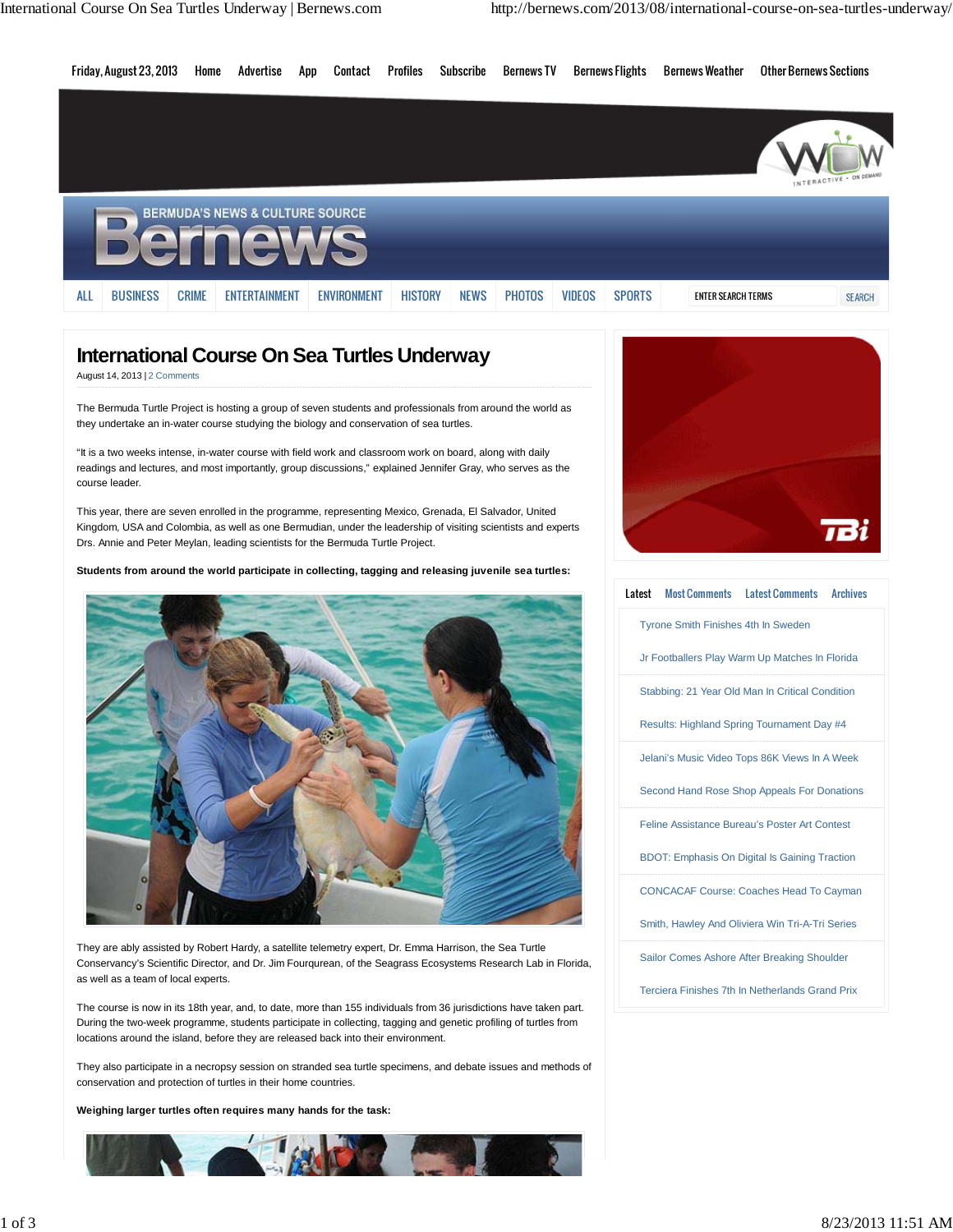Friday, August 23, 2013 Home Advertise App Contact Profiles Subscribe Bernews TV Bernews Flights Bernews Weather Other Bernews Sections

ALL BUSINESS CRIME ENTERTAINMENT ENVIRONMENT HISTORY NEWS PHOTOS VIDEOS SPORTS

# International Course On Sea Turtles Underway

August 14, 2013 | 2 Comments

The Bermuda Turtle Project is hosting a group of seven students and professionals from around the world as they undertake an in-water course studying the biology and conservation of sea turtles.

"It is a two weeks intense, in-water course with field work and classroom work on board, along with daily readings and lectures, and most importantly, group discussions," explained Jennifer Gray, who serves as the course leader.

This year, there are seven enrolled in the programme, representing Mexico, Grenada, El Salvador, United Kingdom, USA and Colombia, as well as one Bermudian, under the leadership of visiting scientists and experts Drs. Annie and Peter Meylan, leading scientists for the Bermuda Turtle Project.

**Students from around the world participate in collecting, tagging and releasing juvenile sea turtles:**

They are ably assisted by Robert Hardy, a satellite telemetry expert, Dr. Emma Harrison, the Sea Turtle Conservancy's Scientific Director, and Dr. Jim Fourqurean, of the Seagrass Ecosystems Research Lab in Florida, as well as a team of local experts.

The course is now in its 18th year, and, to date, more than 155 individuals from 36 jurisdictions have taken part. During the two-week programme, students participate in collecting, tagging and genetic profiling of turtles from locations around the island, before they are released back into their environment.

They also participate in a necropsy session on stranded sea turtle specimens, and debate issues and methods of conservation and protection of turtles in their home countries.

**Weighing larger turtles often requires many hands for the task:**

Latest | Most Comments | Latest Comments | Archives

- Tyrone Smith Finishes 4th In Sweden
- Jr Footballers Play Warm Up Matches In Florida
- Stabbing: 21 Year Old Man In Critical Condition
- Results: Highland Spring Tournament Day #4
- Jelani's Music Video Tops 86K Views In A Week
- Second Hand Rose Shop Appeals For Donations
- Feline Assistance Bureau's Poster Art Contest
- BDOT: Emphasis On Digital Is Gaining Traction
- CONCACAF Course: Coaches Head To Cayman
- Smith, Hawley And Oliviera Win Tri-A-Tri Series
- Sailor Comes Ashore After Breaking Shoulder
- Terciera Finishes 7th In Netherlands Grand Prix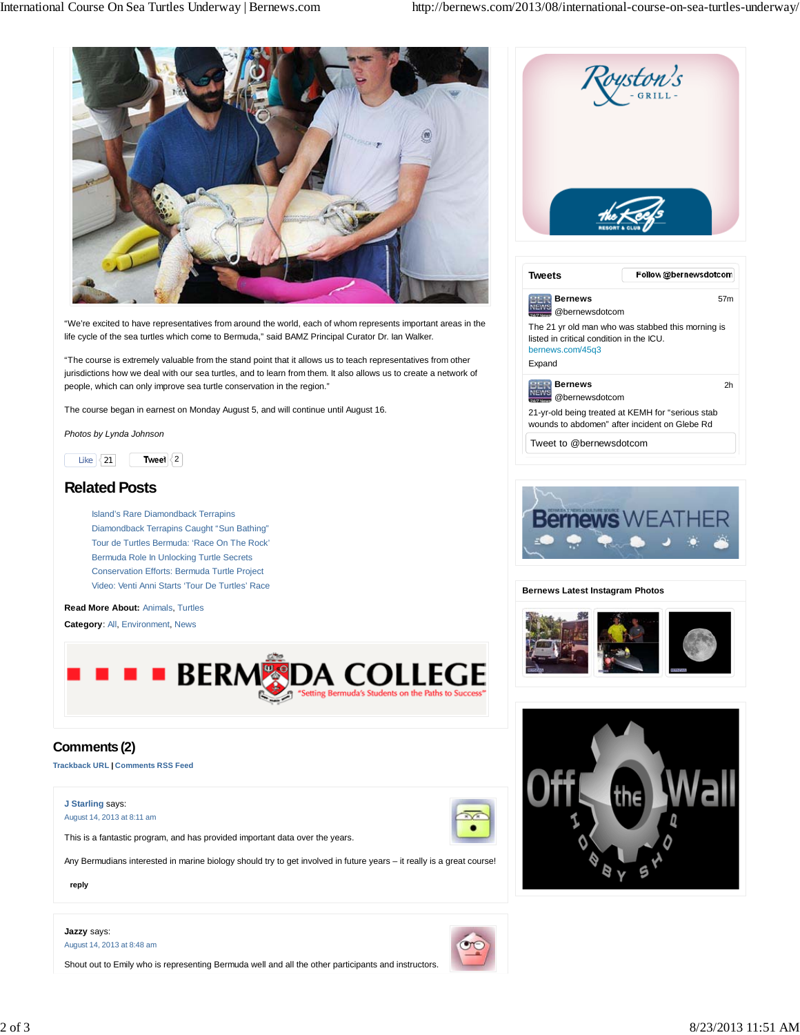"We're excited to have representatives from around the world, each of whom represents important areas in the life cycle of the sea turtles which come to Bermuda," said BAMZ Principal Curator Dr. Ian Walker.

"The course is extremely valuable from the stand point that it allows us to teach representatives from other jurisdictions how we deal with our sea turtles, and to learn from them. It also allows us to create a network of people, which can only improve sea turtle conservation in the region."

The course began in earnest on Monday August 5, and will continue until August 16.

*Photos by Lynda Johnson*

Like 21 Tweet 2

## Related Posts

- Island's Rare Diamondback Terrapins
- Diamondback Terrapins Caught "Sun Bathing"
- Tour de Turtles Bermuda: 'Race On The Rock'
- Bermuda Role In Unlocking Turtle Secrets
- Conservation Efforts: Bermuda Turtle Project
- Video: Venti Anni Starts 'Tour De Turtles' Race

**Read More About:** Animals, Turtles

**Category**: All, Environment, News

BERMUDA COLLEGE "Setting Bermuda's Students on the Paths to Success"

## Comments (2)

Trackback URL | Comments RSS Feed

**J Starling** says:
August 14, 2013 at 8:11 am

This is a fantastic program, and has provided important data over the years.

Any Bermudians interested in marine biology should try to get involved in future years – it really is a great course!

reply

**Jazzy** says:
August 14, 2013 at 8:48 am

Shout out to Emily who is representing Bermuda well and all the other participants and instructors.

Royston's - GRILL - The Reefs RESORT & CLUB

**Tweets** Follow @bernewsdotcom

**Bernews** @bernewsdotcom 57m
The 21 yr old man who was stabbed this morning is listed in critical condition in the ICU.
bernews.com/45q3
Expand

**Bernews** @bernewsdotcom 2h
21-yr-old being treated at KEMH for "serious stab wounds to abdomen" after incident on Glebe Rd

Tweet to @bernewsdotcom

Bernews WEATHER

**Bernews Latest Instagram Photos**

Off the Wall HOBBY SHOP